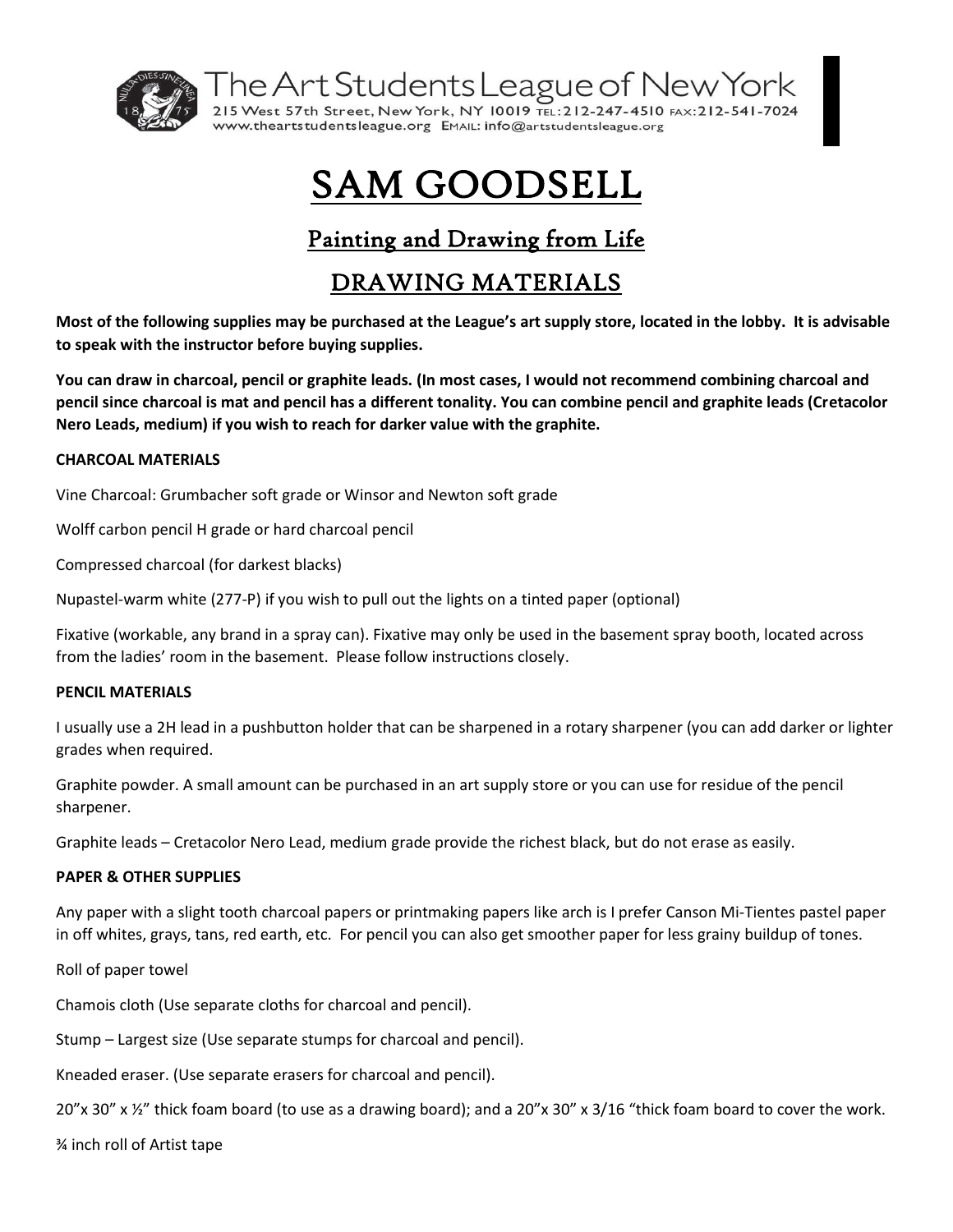The Art Students League of New York
215 West 57th Street, New York, NY 10019 TEL: 212-247-4510 FAX: 212-541-7024
www.theartstudentsleague.org EMAIL: info@artstudentsleague.org

# SAM GOODSELL

## Painting and Drawing from Life

## DRAWING MATERIALS

**Most of the following supplies may be purchased at the League's art supply store, located in the lobby. It is advisable to speak with the instructor before buying supplies.**

**You can draw in charcoal, pencil or graphite leads. (In most cases, I would not recommend combining charcoal and pencil since charcoal is mat and pencil has a different tonality. You can combine pencil and graphite leads (Cretacolor Nero Leads, medium) if you wish to reach for darker value with the graphite.**

### CHARCOAL MATERIALS

Vine Charcoal: Grumbacher soft grade or Winsor and Newton soft grade

Wolff carbon pencil H grade or hard charcoal pencil

Compressed charcoal (for darkest blacks)

Nupastel-warm white (277-P) if you wish to pull out the lights on a tinted paper (optional)

Fixative (workable, any brand in a spray can). Fixative may only be used in the basement spray booth, located across from the ladies' room in the basement. Please follow instructions closely.

### PENCIL MATERIALS

I usually use a 2H lead in a pushbutton holder that can be sharpened in a rotary sharpener (you can add darker or lighter grades when required.

Graphite powder. A small amount can be purchased in an art supply store or you can use for residue of the pencil sharpener.

Graphite leads – Cretacolor Nero Lead, medium grade provide the richest black, but do not erase as easily.

### PAPER & OTHER SUPPLIES

Any paper with a slight tooth charcoal papers or printmaking papers like arch is I prefer Canson Mi-Tientes pastel paper in off whites, grays, tans, red earth, etc. For pencil you can also get smoother paper for less grainy buildup of tones.

Roll of paper towel

Chamois cloth (Use separate cloths for charcoal and pencil).

Stump – Largest size (Use separate stumps for charcoal and pencil).

Kneaded eraser. (Use separate erasers for charcoal and pencil).

20"x 30" x ½" thick foam board (to use as a drawing board); and a 20"x 30" x 3/16 "thick foam board to cover the work.

¾ inch roll of Artist tape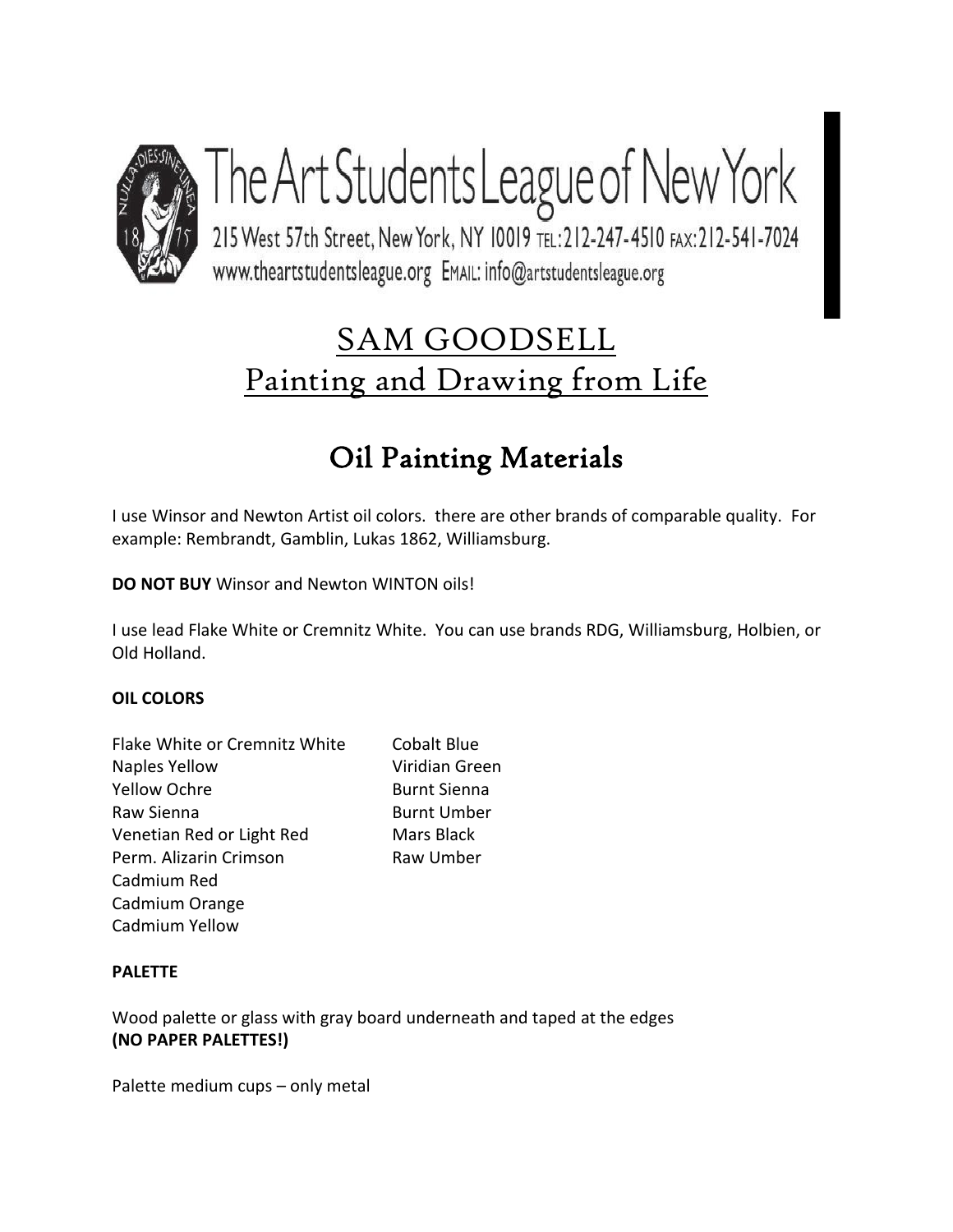# The Art Students League of New York

215 West 57th Street, New York, NY 10019 TEL: 212-247-4510 FAX: 212-541-7024
www.theartstudentsleague.org EMAIL: info@artstudentsleague.org

## SAM GOODSELL
## Painting and Drawing from Life

# Oil Painting Materials

I use Winsor and Newton Artist oil colors. there are other brands of comparable quality. For example: Rembrandt, Gamblin, Lukas 1862, Williamsburg.

**DO NOT BUY** Winsor and Newton WINTON oils!

I use lead Flake White or Cremnitz White. You can use brands RDG, Williamsburg, Holbien, or Old Holland.

**OIL COLORS**

- Flake White or Cremnitz White
- Naples Yellow
- Yellow Ochre
- Raw Sienna
- Venetian Red or Light Red
- Perm. Alizarin Crimson
- Cadmium Red
- Cadmium Orange
- Cadmium Yellow
- Cobalt Blue
- Viridian Green
- Burnt Sienna
- Burnt Umber
- Mars Black
- Raw Umber

**PALETTE**

Wood palette or glass with gray board underneath and taped at the edges
**(NO PAPER PALETTES!)**

Palette medium cups – only metal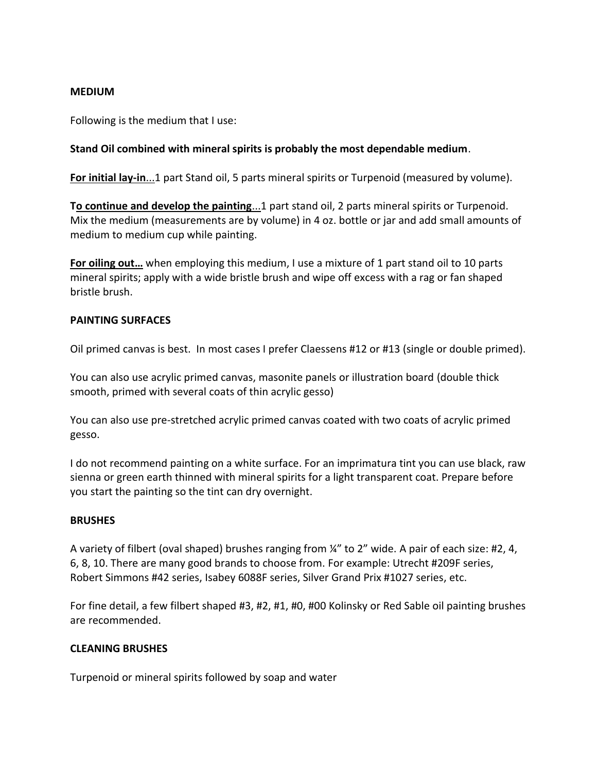**MEDIUM**

Following is the medium that I use:

**Stand Oil combined with mineral spirits is probably the most dependable medium**.

**For initial lay-in**...1 part Stand oil, 5 parts mineral spirits or Turpenoid (measured by volume).

**To continue and develop the painting**...1 part stand oil, 2 parts mineral spirits or Turpenoid. Mix the medium (measurements are by volume) in 4 oz. bottle or jar and add small amounts of medium to medium cup while painting.

**For oiling out…** when employing this medium, I use a mixture of 1 part stand oil to 10 parts mineral spirits; apply with a wide bristle brush and wipe off excess with a rag or fan shaped bristle brush.

**PAINTING SURFACES**

Oil primed canvas is best. In most cases I prefer Claessens #12 or #13 (single or double primed).

You can also use acrylic primed canvas, masonite panels or illustration board (double thick smooth, primed with several coats of thin acrylic gesso)

You can also use pre-stretched acrylic primed canvas coated with two coats of acrylic primed gesso.

I do not recommend painting on a white surface. For an imprimatura tint you can use black, raw sienna or green earth thinned with mineral spirits for a light transparent coat. Prepare before you start the painting so the tint can dry overnight.

**BRUSHES**

A variety of filbert (oval shaped) brushes ranging from ¼" to 2" wide. A pair of each size: #2, 4, 6, 8, 10. There are many good brands to choose from. For example: Utrecht #209F series, Robert Simmons #42 series, Isabey 6088F series, Silver Grand Prix #1027 series, etc.

For fine detail, a few filbert shaped #3, #2, #1, #0, #00 Kolinsky or Red Sable oil painting brushes are recommended.

**CLEANING BRUSHES**

Turpenoid or mineral spirits followed by soap and water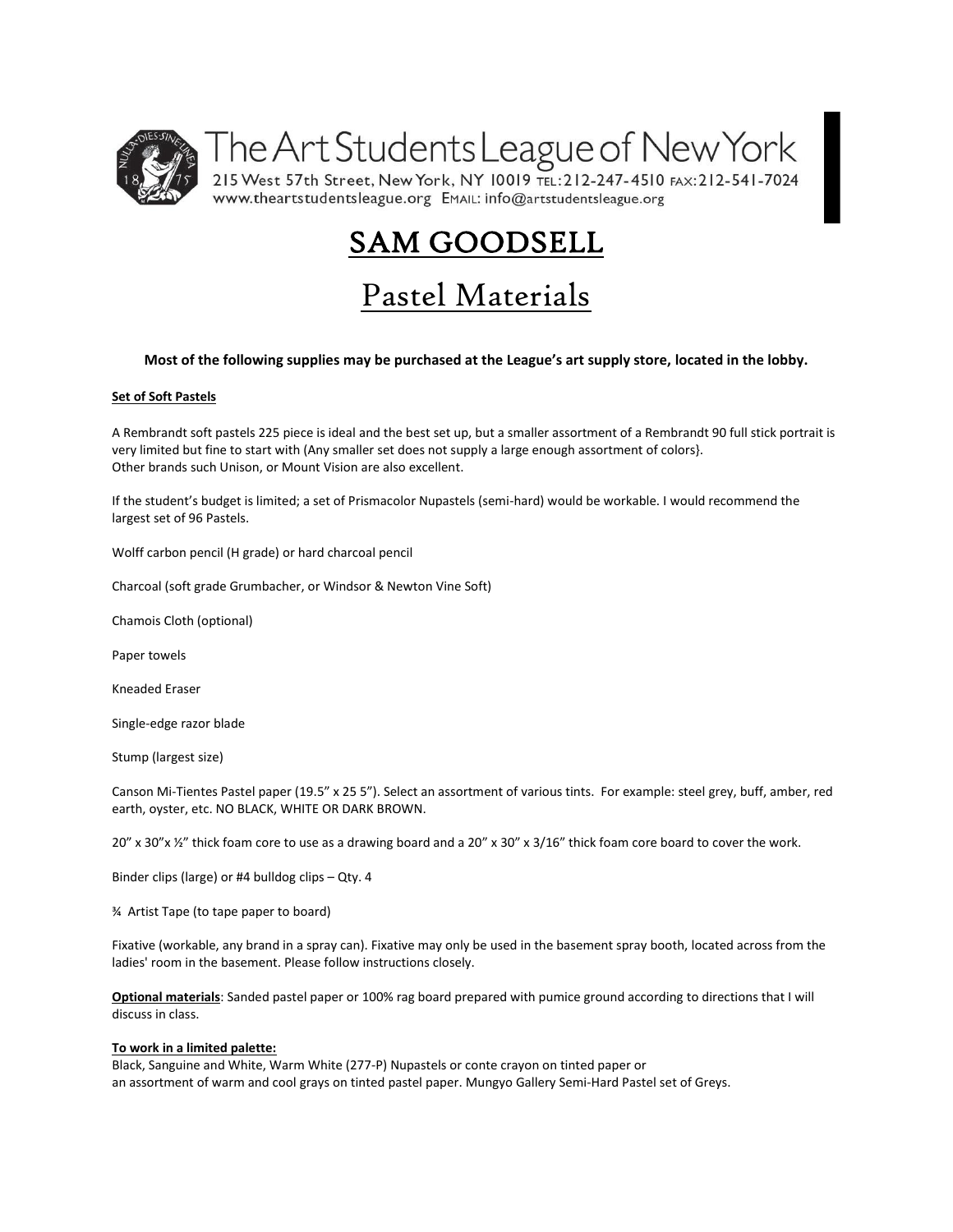The Art Students League of New York
215 West 57th Street, New York, NY 10019 TEL: 212-247-4510 FAX: 212-541-7024
www.theartstudentsleague.org EMAIL: info@artstudentsleague.org

# SAM GOODSELL

## Pastel Materials

**Most of the following supplies may be purchased at the League's art supply store, located in the lobby.**

**Set of Soft Pastels**

A Rembrandt soft pastels 225 piece is ideal and the best set up, but a smaller assortment of a Rembrandt 90 full stick portrait is very limited but fine to start with (Any smaller set does not supply a large enough assortment of colors}.
Other brands such Unison, or Mount Vision are also excellent.

If the student's budget is limited; a set of Prismacolor Nupastels (semi-hard) would be workable. I would recommend the largest set of 96 Pastels.

Wolff carbon pencil (H grade) or hard charcoal pencil

Charcoal (soft grade Grumbacher, or Windsor & Newton Vine Soft)

Chamois Cloth (optional)

Paper towels

Kneaded Eraser

Single-edge razor blade

Stump (largest size)

Canson Mi-Tientes Pastel paper (19.5" x 25 5"). Select an assortment of various tints. For example: steel grey, buff, amber, red earth, oyster, etc. NO BLACK, WHITE OR DARK BROWN.

20" x 30"x ½" thick foam core to use as a drawing board and a 20" x 30" x 3/16" thick foam core board to cover the work.

Binder clips (large) or #4 bulldog clips – Qty. 4

¾ Artist Tape (to tape paper to board)

Fixative (workable, any brand in a spray can). Fixative may only be used in the basement spray booth, located across from the ladies' room in the basement. Please follow instructions closely.

**Optional materials**: Sanded pastel paper or 100% rag board prepared with pumice ground according to directions that I will discuss in class.

**To work in a limited palette:**
Black, Sanguine and White, Warm White (277-P) Nupastels or conte crayon on tinted paper or
an assortment of warm and cool grays on tinted pastel paper. Mungyo Gallery Semi-Hard Pastel set of Greys.